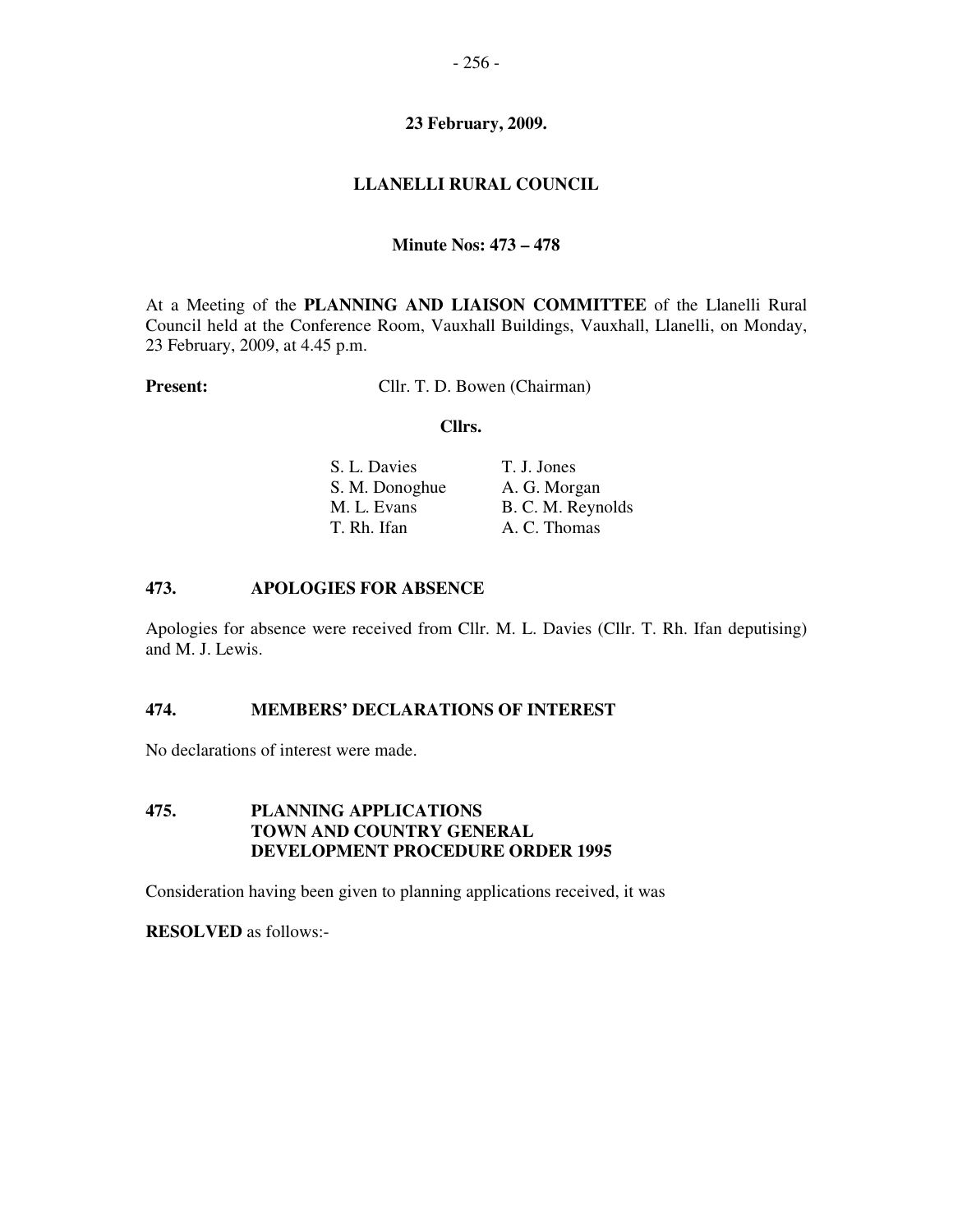**23 February, 2009.**

# LLANELLI RURAL COUNCIL

**Minute Nos: 473 – 478**

At a Meeting of the **PLANNING AND LIAISON COMMITTEE** of the Llanelli Rural Council held at the Conference Room, Vauxhall Buildings, Vauxhall, Llanelli, on Monday, 23 February, 2009, at 4.45 p.m.

**Present:** Cllr. T. D. Bowen (Chairman)

**Cllrs.**

| | |
|---|---|
| S. L. Davies | T. J. Jones |
| S. M. Donoghue | A. G. Morgan |
| M. L. Evans | B. C. M. Reynolds |
| T. Rh. Ifan | A. C. Thomas |

## 473. APOLOGIES FOR ABSENCE

Apologies for absence were received from Cllr. M. L. Davies (Cllr. T. Rh. Ifan deputising) and M. J. Lewis.

## 474. MEMBERS' DECLARATIONS OF INTEREST

No declarations of interest were made.

## 475. PLANNING APPLICATIONS TOWN AND COUNTRY GENERAL DEVELOPMENT PROCEDURE ORDER 1995

Consideration having been given to planning applications received, it was

**RESOLVED** as follows:-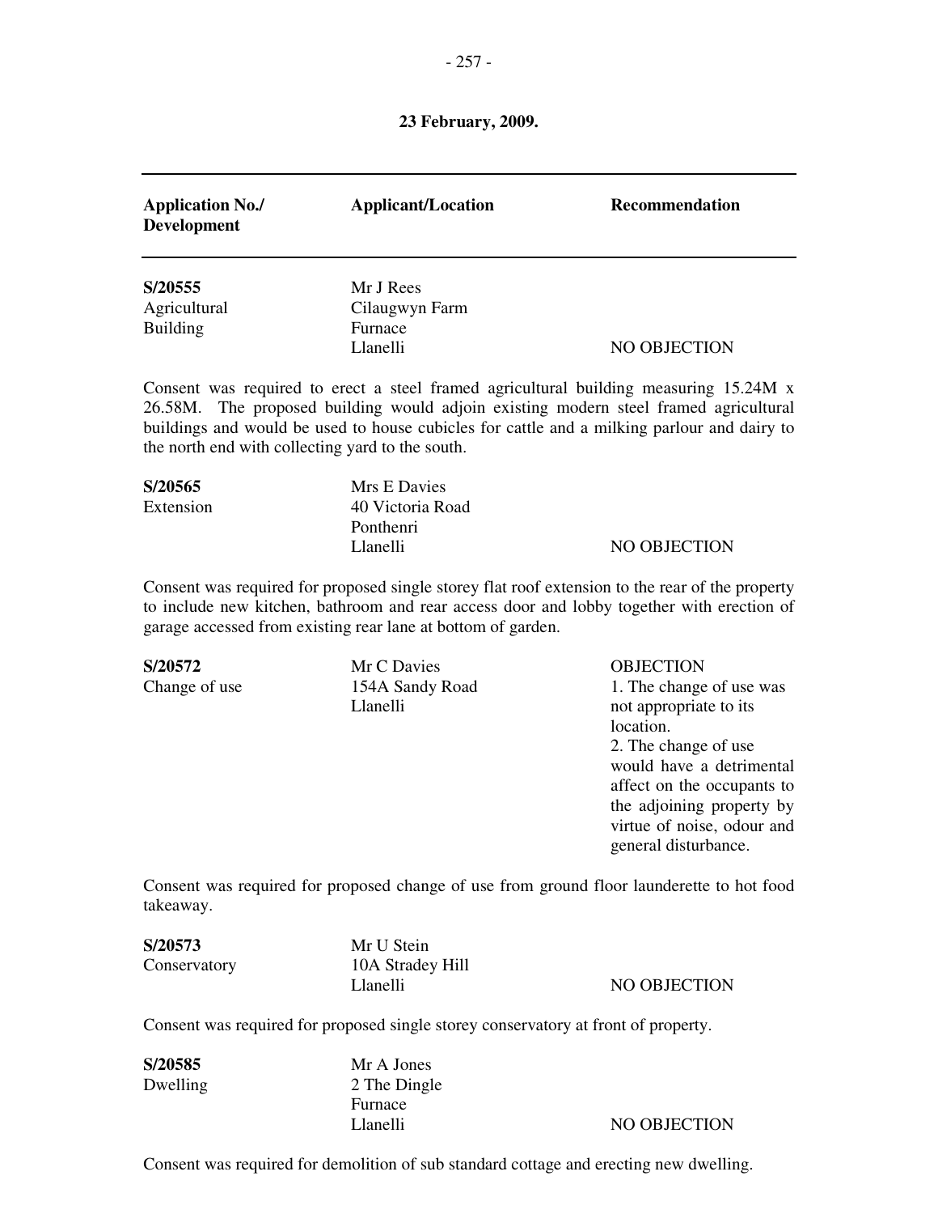**23 February, 2009.**

| Application No./ Development | Applicant/Location | Recommendation |
|---|---|---|
| **S/20555** Agricultural Building | Mr J Rees Cilaugwyn Farm Furnace Llanelli | NO OBJECTION |

Consent was required to erect a steel framed agricultural building measuring 15.24M x 26.58M. The proposed building would adjoin existing modern steel framed agricultural buildings and would be used to house cubicles for cattle and a milking parlour and dairy to the north end with collecting yard to the south.

| | | |
|---|---|---|
| **S/20565** Extension | Mrs E Davies 40 Victoria Road Ponthenri Llanelli | NO OBJECTION |

Consent was required for proposed single storey flat roof extension to the rear of the property to include new kitchen, bathroom and rear access door and lobby together with erection of garage accessed from existing rear lane at bottom of garden.

| | | |
|---|---|---|
| **S/20572** Change of use | Mr C Davies 154A Sandy Road Llanelli | OBJECTION 1. The change of use was not appropriate to its location. 2. The change of use would have a detrimental affect on the occupants to the adjoining property by virtue of noise, odour and general disturbance. |

Consent was required for proposed change of use from ground floor launderette to hot food takeaway.

| | | |
|---|---|---|
| **S/20573** Conservatory | Mr U Stein 10A Stradey Hill Llanelli | NO OBJECTION |

Consent was required for proposed single storey conservatory at front of property.

| | | |
|---|---|---|
| **S/20585** Dwelling | Mr A Jones 2 The Dingle Furnace Llanelli | NO OBJECTION |

Consent was required for demolition of sub standard cottage and erecting new dwelling.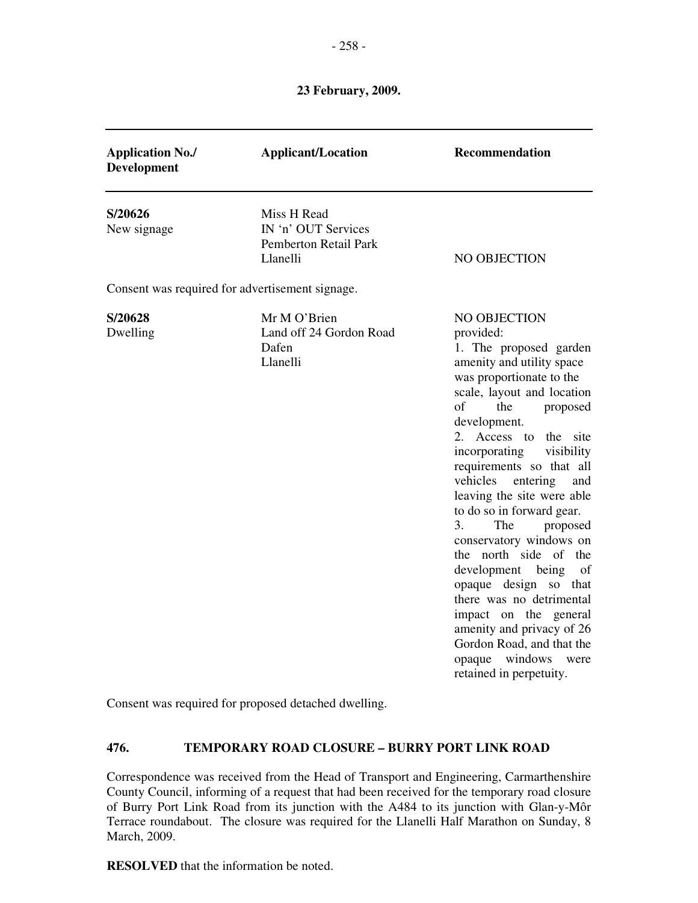**23 February, 2009.**

| Application No./ Development | Applicant/Location | Recommendation |
|---|---|---|
| **S/20626**<br>New signage | Miss H Read<br>IN 'n' OUT Services<br>Pemberton Retail Park<br>Llanelli | NO OBJECTION |

Consent was required for advertisement signage.

| Application No./ Development | Applicant/Location | Recommendation |
|---|---|---|
| **S/20628**<br>Dwelling | Mr M O'Brien<br>Land off 24 Gordon Road<br>Dafen<br>Llanelli | NO OBJECTION provided:<br>1. The proposed garden amenity and utility space was proportionate to the scale, layout and location of the proposed development.<br>2. Access to the site incorporating visibility requirements so that all vehicles entering and leaving the site were able to do so in forward gear.<br>3. The proposed conservatory windows on the north side of the development being of opaque design so that there was no detrimental impact on the general amenity and privacy of 26 Gordon Road, and that the opaque windows were retained in perpetuity. |

Consent was required for proposed detached dwelling.

## 476. TEMPORARY ROAD CLOSURE – BURRY PORT LINK ROAD

Correspondence was received from the Head of Transport and Engineering, Carmarthenshire County Council, informing of a request that had been received for the temporary road closure of Burry Port Link Road from its junction with the A484 to its junction with Glan-y-Môr Terrace roundabout. The closure was required for the Llanelli Half Marathon on Sunday, 8 March, 2009.

**RESOLVED** that the information be noted.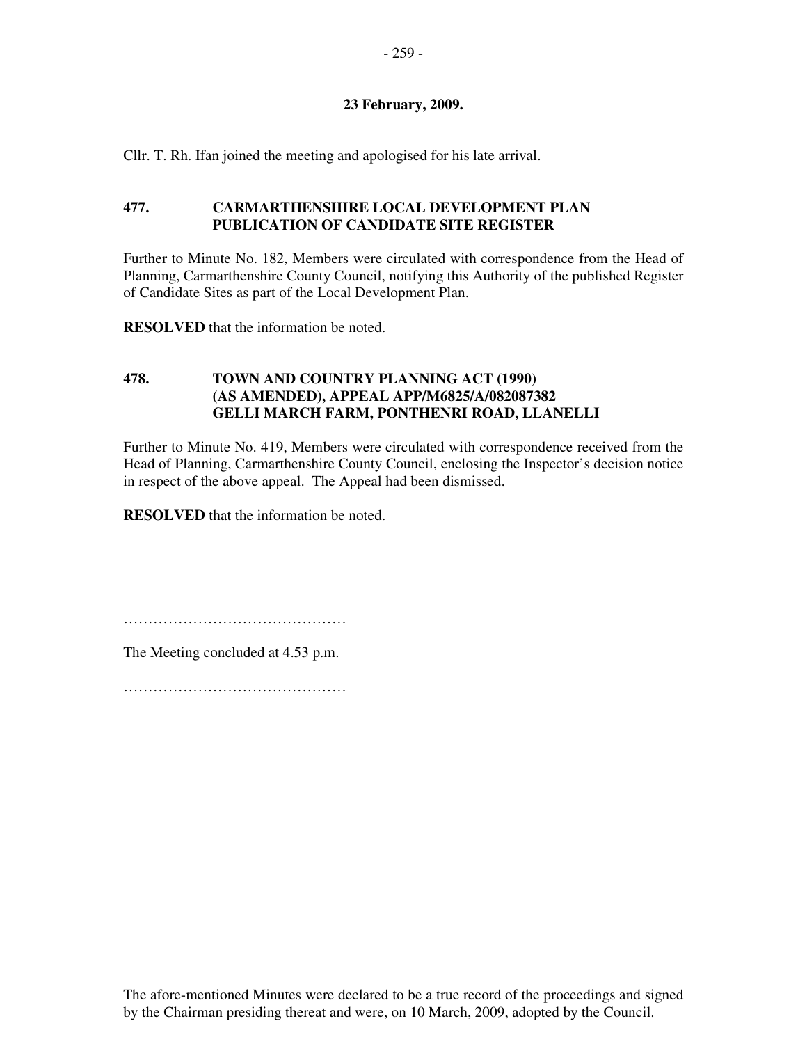**23 February, 2009.**

Cllr. T. Rh. Ifan joined the meeting and apologised for his late arrival.

## 477. CARMARTHENSHIRE LOCAL DEVELOPMENT PLAN PUBLICATION OF CANDIDATE SITE REGISTER

Further to Minute No. 182, Members were circulated with correspondence from the Head of Planning, Carmarthenshire County Council, notifying this Authority of the published Register of Candidate Sites as part of the Local Development Plan.

**RESOLVED** that the information be noted.

## 478. TOWN AND COUNTRY PLANNING ACT (1990) (AS AMENDED), APPEAL APP/M6825/A/082087382 GELLI MARCH FARM, PONTHENRI ROAD, LLANELLI

Further to Minute No. 419, Members were circulated with correspondence received from the Head of Planning, Carmarthenshire County Council, enclosing the Inspector's decision notice in respect of the above appeal. The Appeal had been dismissed.

**RESOLVED** that the information be noted.

………………………………………

The Meeting concluded at 4.53 p.m.

………………………………………

The afore-mentioned Minutes were declared to be a true record of the proceedings and signed by the Chairman presiding thereat and were, on 10 March, 2009, adopted by the Council.